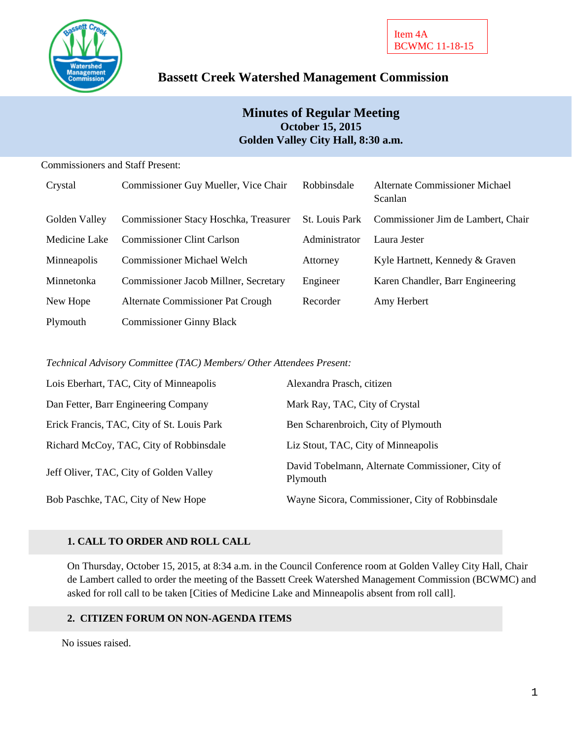Item 4A
BCWMC 11-18-15

# Bassett Creek Watershed Management Commission

## Minutes of Regular Meeting
**October 15, 2015**
**Golden Valley City Hall, 8:30 a.m.**

Commissioners and Staff Present:

| | | | |
|---|---|---|---|
| Crystal | Commissioner Guy Mueller, Vice Chair | Robbinsdale | Alternate Commissioner Michael Scanlan |
| Golden Valley | Commissioner Stacy Hoschka, Treasurer | St. Louis Park | Commissioner Jim de Lambert, Chair |
| Medicine Lake | Commissioner Clint Carlson | Administrator | Laura Jester |
| Minneapolis | Commissioner Michael Welch | Attorney | Kyle Hartnett, Kennedy & Graven |
| Minnetonka | Commissioner Jacob Millner, Secretary | Engineer | Karen Chandler, Barr Engineering |
| New Hope | Alternate Commissioner Pat Crough | Recorder | Amy Herbert |
| Plymouth | Commissioner Ginny Black | | |

*Technical Advisory Committee (TAC) Members/ Other Attendees Present:*

| | |
|---|---|
| Lois Eberhart, TAC, City of Minneapolis | Alexandra Prasch, citizen |
| Dan Fetter, Barr Engineering Company | Mark Ray, TAC, City of Crystal |
| Erick Francis, TAC, City of St. Louis Park | Ben Scharenbroich, City of Plymouth |
| Richard McCoy, TAC, City of Robbinsdale | Liz Stout, TAC, City of Minneapolis |
| Jeff Oliver, TAC, City of Golden Valley | David Tobelmann, Alternate Commissioner, City of Plymouth |
| Bob Paschke, TAC, City of New Hope | Wayne Sicora, Commissioner, City of Robbinsdale |

### 1. CALL TO ORDER AND ROLL CALL

On Thursday, October 15, 2015, at 8:34 a.m. in the Council Conference room at Golden Valley City Hall, Chair de Lambert called to order the meeting of the Bassett Creek Watershed Management Commission (BCWMC) and asked for roll call to be taken [Cities of Medicine Lake and Minneapolis absent from roll call].

### 2. CITIZEN FORUM ON NON-AGENDA ITEMS

No issues raised.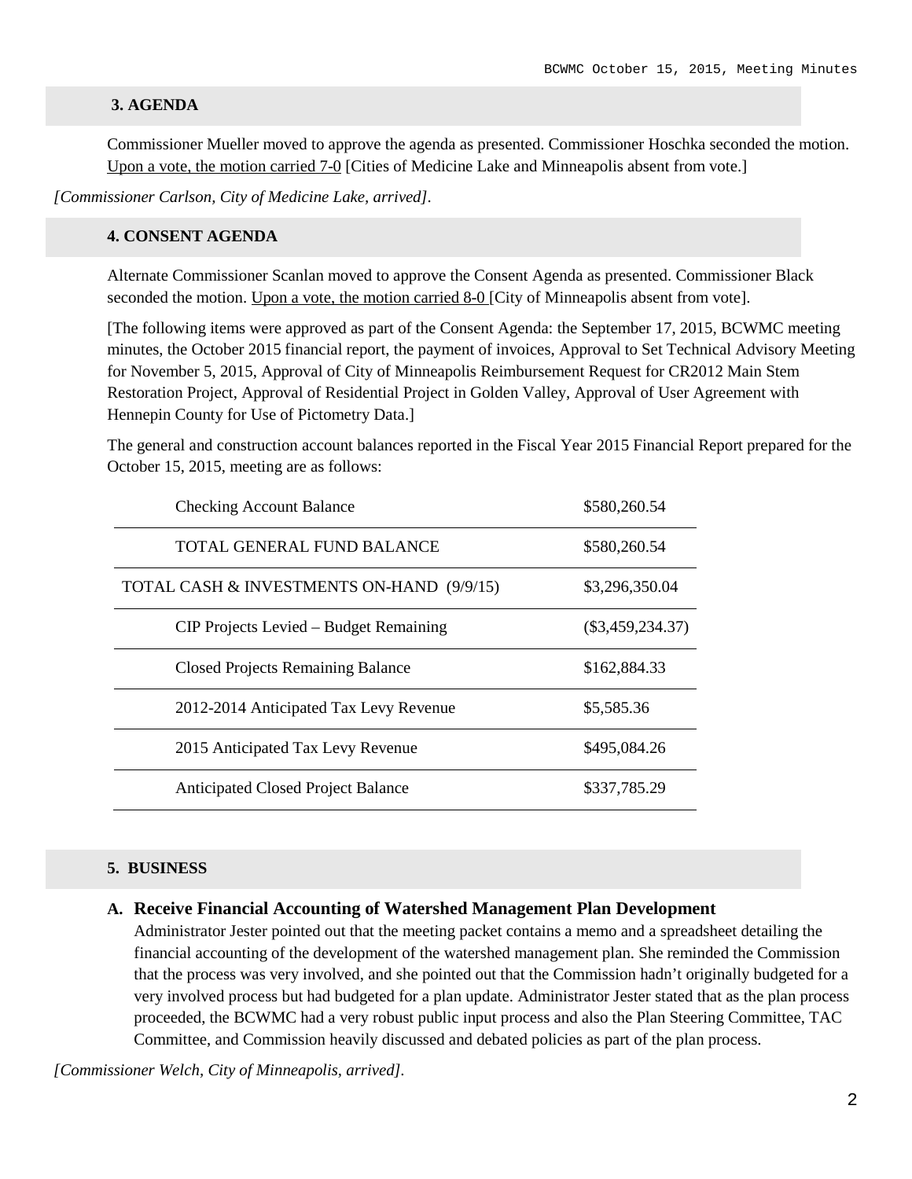## 3. AGENDA

Commissioner Mueller moved to approve the agenda as presented. Commissioner Hoschka seconded the motion. Upon a vote, the motion carried 7-0 [Cities of Medicine Lake and Minneapolis absent from vote.]

*[Commissioner Carlson, City of Medicine Lake, arrived].*

## 4. CONSENT AGENDA

Alternate Commissioner Scanlan moved to approve the Consent Agenda as presented. Commissioner Black seconded the motion. Upon a vote, the motion carried 8-0 [City of Minneapolis absent from vote].

[The following items were approved as part of the Consent Agenda: the September 17, 2015, BCWMC meeting minutes, the October 2015 financial report, the payment of invoices, Approval to Set Technical Advisory Meeting for November 5, 2015, Approval of City of Minneapolis Reimbursement Request for CR2012 Main Stem Restoration Project, Approval of Residential Project in Golden Valley, Approval of User Agreement with Hennepin County for Use of Pictometry Data.]

The general and construction account balances reported in the Fiscal Year 2015 Financial Report prepared for the October 15, 2015, meeting are as follows:

| | |
|---|---|
| Checking Account Balance | $580,260.54 |
| TOTAL GENERAL FUND BALANCE | $580,260.54 |
| TOTAL CASH & INVESTMENTS ON-HAND (9/9/15) | $3,296,350.04 |
| CIP Projects Levied – Budget Remaining | ($3,459,234.37) |
| Closed Projects Remaining Balance | $162,884.33 |
| 2012-2014 Anticipated Tax Levy Revenue | $5,585.36 |
| 2015 Anticipated Tax Levy Revenue | $495,084.26 |
| Anticipated Closed Project Balance | $337,785.29 |

## 5. BUSINESS

### A. Receive Financial Accounting of Watershed Management Plan Development

Administrator Jester pointed out that the meeting packet contains a memo and a spreadsheet detailing the financial accounting of the development of the watershed management plan. She reminded the Commission that the process was very involved, and she pointed out that the Commission hadn't originally budgeted for a very involved process but had budgeted for a plan update. Administrator Jester stated that as the plan process proceeded, the BCWMC had a very robust public input process and also the Plan Steering Committee, TAC Committee, and Commission heavily discussed and debated policies as part of the plan process.

*[Commissioner Welch, City of Minneapolis, arrived].*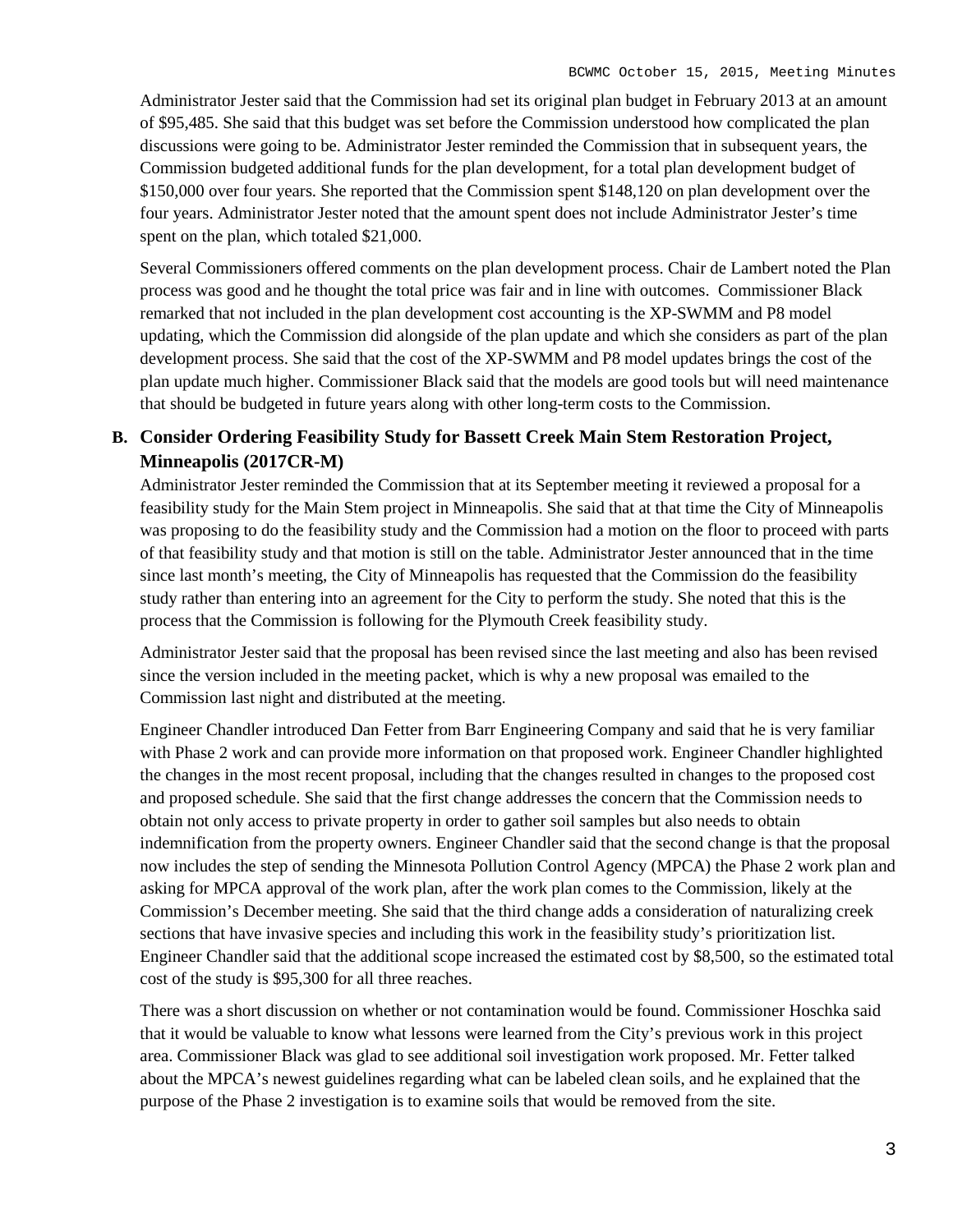Administrator Jester said that the Commission had set its original plan budget in February 2013 at an amount of $95,485. She said that this budget was set before the Commission understood how complicated the plan discussions were going to be. Administrator Jester reminded the Commission that in subsequent years, the Commission budgeted additional funds for the plan development, for a total plan development budget of $150,000 over four years. She reported that the Commission spent $148,120 on plan development over the four years. Administrator Jester noted that the amount spent does not include Administrator Jester's time spent on the plan, which totaled $21,000.

Several Commissioners offered comments on the plan development process. Chair de Lambert noted the Plan process was good and he thought the total price was fair and in line with outcomes. Commissioner Black remarked that not included in the plan development cost accounting is the XP-SWMM and P8 model updating, which the Commission did alongside of the plan update and which she considers as part of the plan development process. She said that the cost of the XP-SWMM and P8 model updates brings the cost of the plan update much higher. Commissioner Black said that the models are good tools but will need maintenance that should be budgeted in future years along with other long-term costs to the Commission.

**B. Consider Ordering Feasibility Study for Bassett Creek Main Stem Restoration Project, Minneapolis (2017CR-M)**

Administrator Jester reminded the Commission that at its September meeting it reviewed a proposal for a feasibility study for the Main Stem project in Minneapolis. She said that at that time the City of Minneapolis was proposing to do the feasibility study and the Commission had a motion on the floor to proceed with parts of that feasibility study and that motion is still on the table. Administrator Jester announced that in the time since last month's meeting, the City of Minneapolis has requested that the Commission do the feasibility study rather than entering into an agreement for the City to perform the study. She noted that this is the process that the Commission is following for the Plymouth Creek feasibility study.

Administrator Jester said that the proposal has been revised since the last meeting and also has been revised since the version included in the meeting packet, which is why a new proposal was emailed to the Commission last night and distributed at the meeting.

Engineer Chandler introduced Dan Fetter from Barr Engineering Company and said that he is very familiar with Phase 2 work and can provide more information on that proposed work. Engineer Chandler highlighted the changes in the most recent proposal, including that the changes resulted in changes to the proposed cost and proposed schedule. She said that the first change addresses the concern that the Commission needs to obtain not only access to private property in order to gather soil samples but also needs to obtain indemnification from the property owners. Engineer Chandler said that the second change is that the proposal now includes the step of sending the Minnesota Pollution Control Agency (MPCA) the Phase 2 work plan and asking for MPCA approval of the work plan, after the work plan comes to the Commission, likely at the Commission's December meeting. She said that the third change adds a consideration of naturalizing creek sections that have invasive species and including this work in the feasibility study's prioritization list. Engineer Chandler said that the additional scope increased the estimated cost by $8,500, so the estimated total cost of the study is $95,300 for all three reaches.

There was a short discussion on whether or not contamination would be found. Commissioner Hoschka said that it would be valuable to know what lessons were learned from the City's previous work in this project area. Commissioner Black was glad to see additional soil investigation work proposed. Mr. Fetter talked about the MPCA's newest guidelines regarding what can be labeled clean soils, and he explained that the purpose of the Phase 2 investigation is to examine soils that would be removed from the site.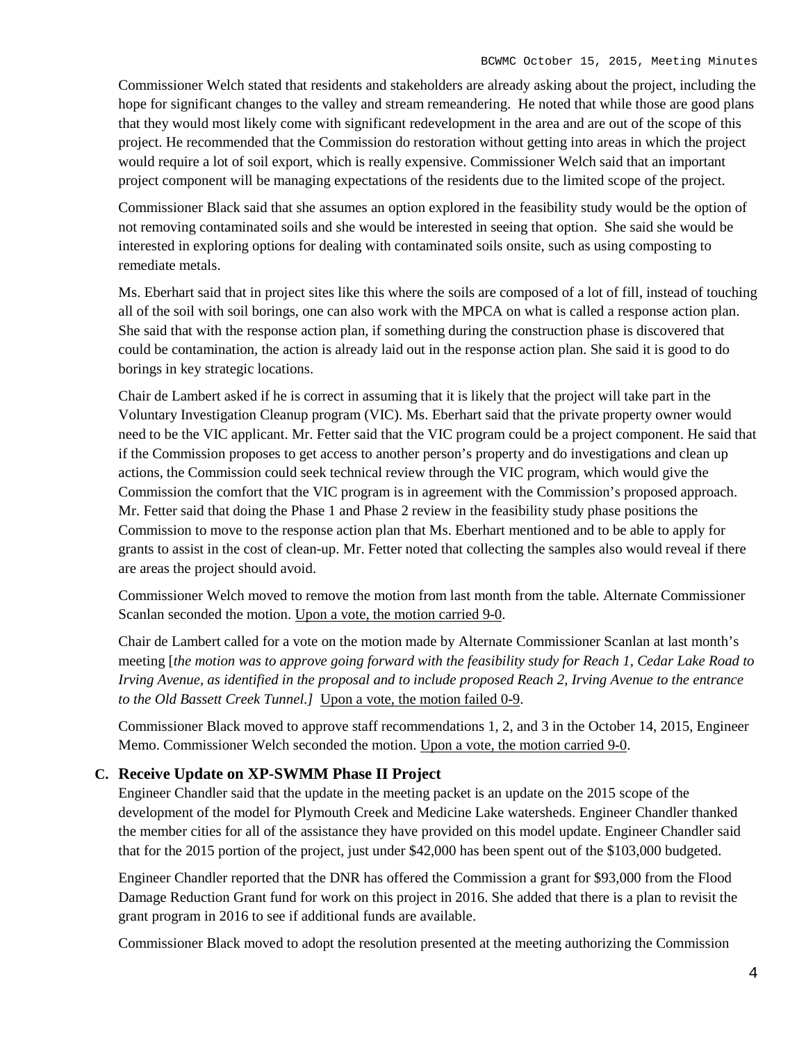Commissioner Welch stated that residents and stakeholders are already asking about the project, including the hope for significant changes to the valley and stream remeandering. He noted that while those are good plans that they would most likely come with significant redevelopment in the area and are out of the scope of this project. He recommended that the Commission do restoration without getting into areas in which the project would require a lot of soil export, which is really expensive. Commissioner Welch said that an important project component will be managing expectations of the residents due to the limited scope of the project.

Commissioner Black said that she assumes an option explored in the feasibility study would be the option of not removing contaminated soils and she would be interested in seeing that option. She said she would be interested in exploring options for dealing with contaminated soils onsite, such as using composting to remediate metals.

Ms. Eberhart said that in project sites like this where the soils are composed of a lot of fill, instead of touching all of the soil with soil borings, one can also work with the MPCA on what is called a response action plan. She said that with the response action plan, if something during the construction phase is discovered that could be contamination, the action is already laid out in the response action plan. She said it is good to do borings in key strategic locations.

Chair de Lambert asked if he is correct in assuming that it is likely that the project will take part in the Voluntary Investigation Cleanup program (VIC). Ms. Eberhart said that the private property owner would need to be the VIC applicant. Mr. Fetter said that the VIC program could be a project component. He said that if the Commission proposes to get access to another person's property and do investigations and clean up actions, the Commission could seek technical review through the VIC program, which would give the Commission the comfort that the VIC program is in agreement with the Commission's proposed approach. Mr. Fetter said that doing the Phase 1 and Phase 2 review in the feasibility study phase positions the Commission to move to the response action plan that Ms. Eberhart mentioned and to be able to apply for grants to assist in the cost of clean-up. Mr. Fetter noted that collecting the samples also would reveal if there are areas the project should avoid.

Commissioner Welch moved to remove the motion from last month from the table. Alternate Commissioner Scanlan seconded the motion. Upon a vote, the motion carried 9-0.

Chair de Lambert called for a vote on the motion made by Alternate Commissioner Scanlan at last month's meeting [*the motion was to approve going forward with the feasibility study for Reach 1, Cedar Lake Road to Irving Avenue, as identified in the proposal and to include proposed Reach 2, Irving Avenue to the entrance to the Old Bassett Creek Tunnel.]* Upon a vote, the motion failed 0-9.

Commissioner Black moved to approve staff recommendations 1, 2, and 3 in the October 14, 2015, Engineer Memo. Commissioner Welch seconded the motion. Upon a vote, the motion carried 9-0.

### C. Receive Update on XP-SWMM Phase II Project

Engineer Chandler said that the update in the meeting packet is an update on the 2015 scope of the development of the model for Plymouth Creek and Medicine Lake watersheds. Engineer Chandler thanked the member cities for all of the assistance they have provided on this model update. Engineer Chandler said that for the 2015 portion of the project, just under $42,000 has been spent out of the $103,000 budgeted.

Engineer Chandler reported that the DNR has offered the Commission a grant for $93,000 from the Flood Damage Reduction Grant fund for work on this project in 2016. She added that there is a plan to revisit the grant program in 2016 to see if additional funds are available.

Commissioner Black moved to adopt the resolution presented at the meeting authorizing the Commission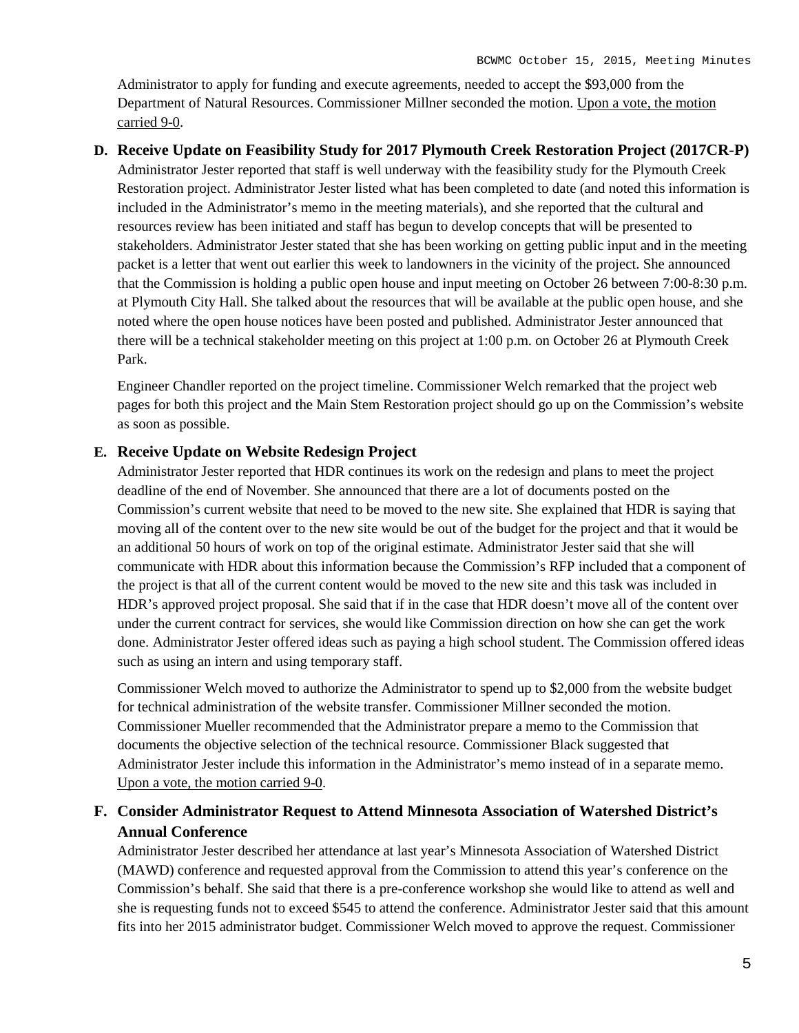Administrator to apply for funding and execute agreements, needed to accept the $93,000 from the Department of Natural Resources. Commissioner Millner seconded the motion. <u>Upon a vote, the motion carried 9-0</u>.

**D. Receive Update on Feasibility Study for 2017 Plymouth Creek Restoration Project (2017CR-P)**

Administrator Jester reported that staff is well underway with the feasibility study for the Plymouth Creek Restoration project. Administrator Jester listed what has been completed to date (and noted this information is included in the Administrator's memo in the meeting materials), and she reported that the cultural and resources review has been initiated and staff has begun to develop concepts that will be presented to stakeholders. Administrator Jester stated that she has been working on getting public input and in the meeting packet is a letter that went out earlier this week to landowners in the vicinity of the project. She announced that the Commission is holding a public open house and input meeting on October 26 between 7:00-8:30 p.m. at Plymouth City Hall. She talked about the resources that will be available at the public open house, and she noted where the open house notices have been posted and published. Administrator Jester announced that there will be a technical stakeholder meeting on this project at 1:00 p.m. on October 26 at Plymouth Creek Park.

Engineer Chandler reported on the project timeline. Commissioner Welch remarked that the project web pages for both this project and the Main Stem Restoration project should go up on the Commission's website as soon as possible.

**E. Receive Update on Website Redesign Project**

Administrator Jester reported that HDR continues its work on the redesign and plans to meet the project deadline of the end of November. She announced that there are a lot of documents posted on the Commission's current website that need to be moved to the new site. She explained that HDR is saying that moving all of the content over to the new site would be out of the budget for the project and that it would be an additional 50 hours of work on top of the original estimate. Administrator Jester said that she will communicate with HDR about this information because the Commission's RFP included that a component of the project is that all of the current content would be moved to the new site and this task was included in HDR's approved project proposal. She said that if in the case that HDR doesn't move all of the content over under the current contract for services, she would like Commission direction on how she can get the work done. Administrator Jester offered ideas such as paying a high school student. The Commission offered ideas such as using an intern and using temporary staff.

Commissioner Welch moved to authorize the Administrator to spend up to $2,000 from the website budget for technical administration of the website transfer. Commissioner Millner seconded the motion. Commissioner Mueller recommended that the Administrator prepare a memo to the Commission that documents the objective selection of the technical resource. Commissioner Black suggested that Administrator Jester include this information in the Administrator's memo instead of in a separate memo. <u>Upon a vote, the motion carried 9-0</u>.

**F. Consider Administrator Request to Attend Minnesota Association of Watershed District's Annual Conference**

Administrator Jester described her attendance at last year's Minnesota Association of Watershed District (MAWD) conference and requested approval from the Commission to attend this year's conference on the Commission's behalf. She said that there is a pre-conference workshop she would like to attend as well and she is requesting funds not to exceed $545 to attend the conference. Administrator Jester said that this amount fits into her 2015 administrator budget. Commissioner Welch moved to approve the request. Commissioner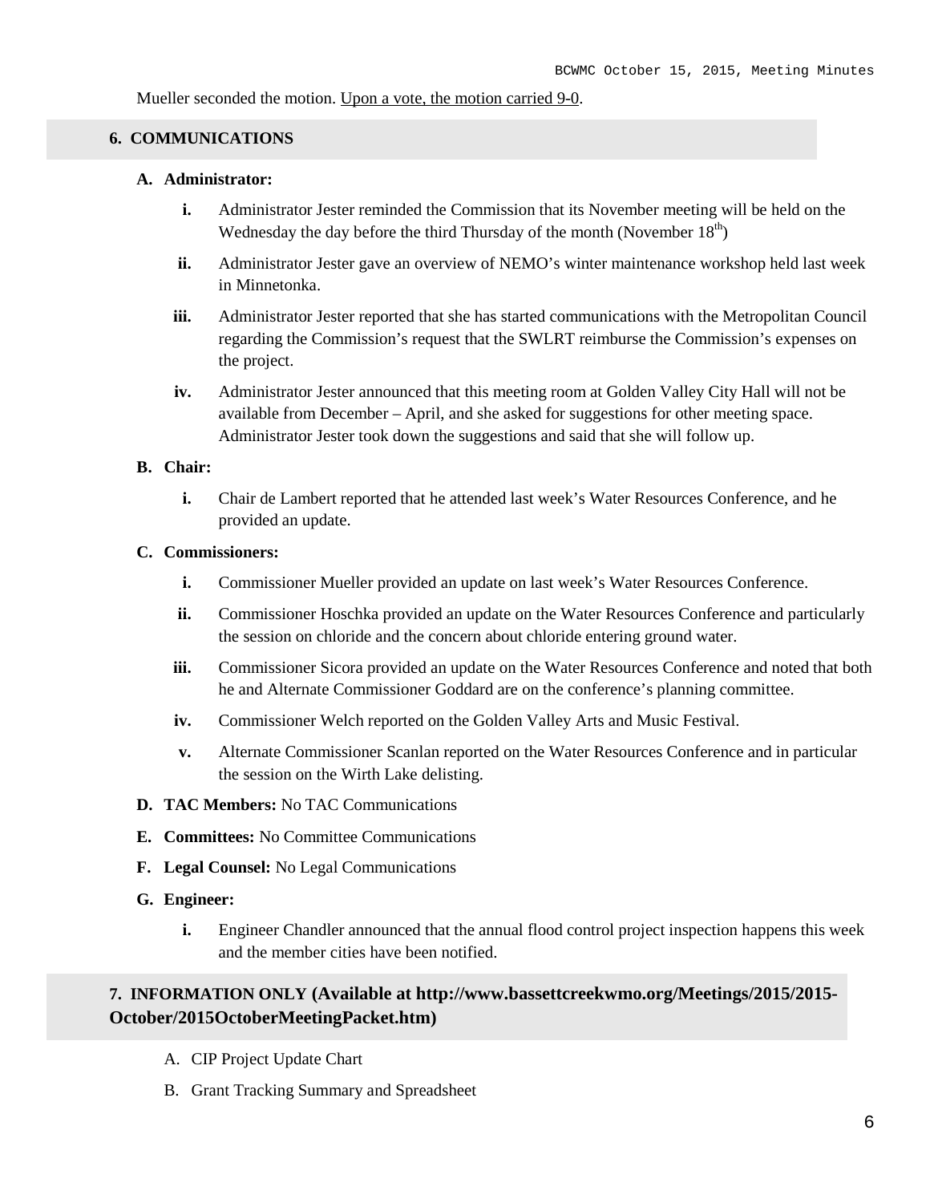Mueller seconded the motion. Upon a vote, the motion carried 9-0.

## 6. COMMUNICATIONS

**A. Administrator:**

- **i.** Administrator Jester reminded the Commission that its November meeting will be held on the Wednesday the day before the third Thursday of the month (November 18th)
- **ii.** Administrator Jester gave an overview of NEMO's winter maintenance workshop held last week in Minnetonka.
- **iii.** Administrator Jester reported that she has started communications with the Metropolitan Council regarding the Commission's request that the SWLRT reimburse the Commission's expenses on the project.
- **iv.** Administrator Jester announced that this meeting room at Golden Valley City Hall will not be available from December – April, and she asked for suggestions for other meeting space. Administrator Jester took down the suggestions and said that she will follow up.

**B. Chair:**

- **i.** Chair de Lambert reported that he attended last week's Water Resources Conference, and he provided an update.

**C. Commissioners:**

- **i.** Commissioner Mueller provided an update on last week's Water Resources Conference.
- **ii.** Commissioner Hoschka provided an update on the Water Resources Conference and particularly the session on chloride and the concern about chloride entering ground water.
- **iii.** Commissioner Sicora provided an update on the Water Resources Conference and noted that both he and Alternate Commissioner Goddard are on the conference's planning committee.
- **iv.** Commissioner Welch reported on the Golden Valley Arts and Music Festival.
- **v.** Alternate Commissioner Scanlan reported on the Water Resources Conference and in particular the session on the Wirth Lake delisting.

**D. TAC Members:** No TAC Communications

**E. Committees:** No Committee Communications

**F. Legal Counsel:** No Legal Communications

**G. Engineer:**

- **i.** Engineer Chandler announced that the annual flood control project inspection happens this week and the member cities have been notified.

## 7. INFORMATION ONLY (Available at http://www.bassettcreekwmo.org/Meetings/2015/2015-October/2015OctoberMeetingPacket.htm)

A. CIP Project Update Chart

B. Grant Tracking Summary and Spreadsheet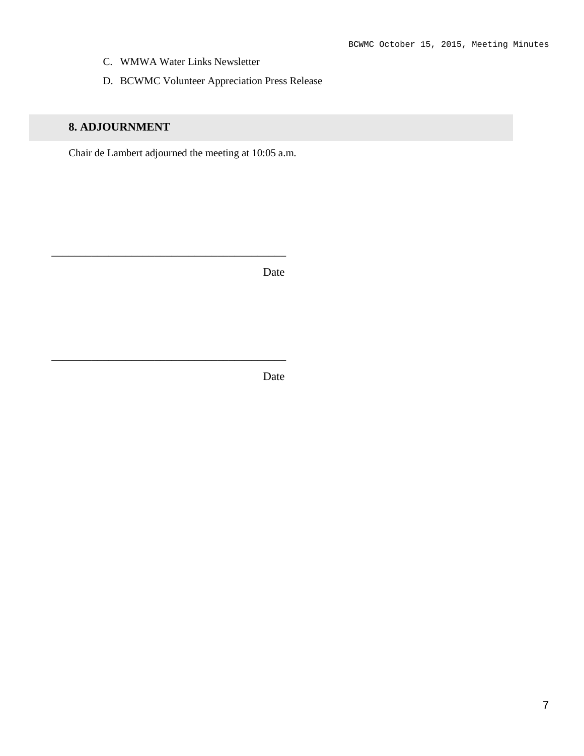C. WMWA Water Links Newsletter

D. BCWMC Volunteer Appreciation Press Release

## 8. ADJOURNMENT

Chair de Lambert adjourned the meeting at 10:05 a.m.

\_\_\_\_\_\_\_\_\_\_\_\_\_\_\_\_\_\_\_\_\_\_\_\_\_\_\_\_\_\_\_\_\_\_\_\_\_\_\_\_\_\_

Date

\_\_\_\_\_\_\_\_\_\_\_\_\_\_\_\_\_\_\_\_\_\_\_\_\_\_\_\_\_\_\_\_\_\_\_\_\_\_\_\_\_\_

Date